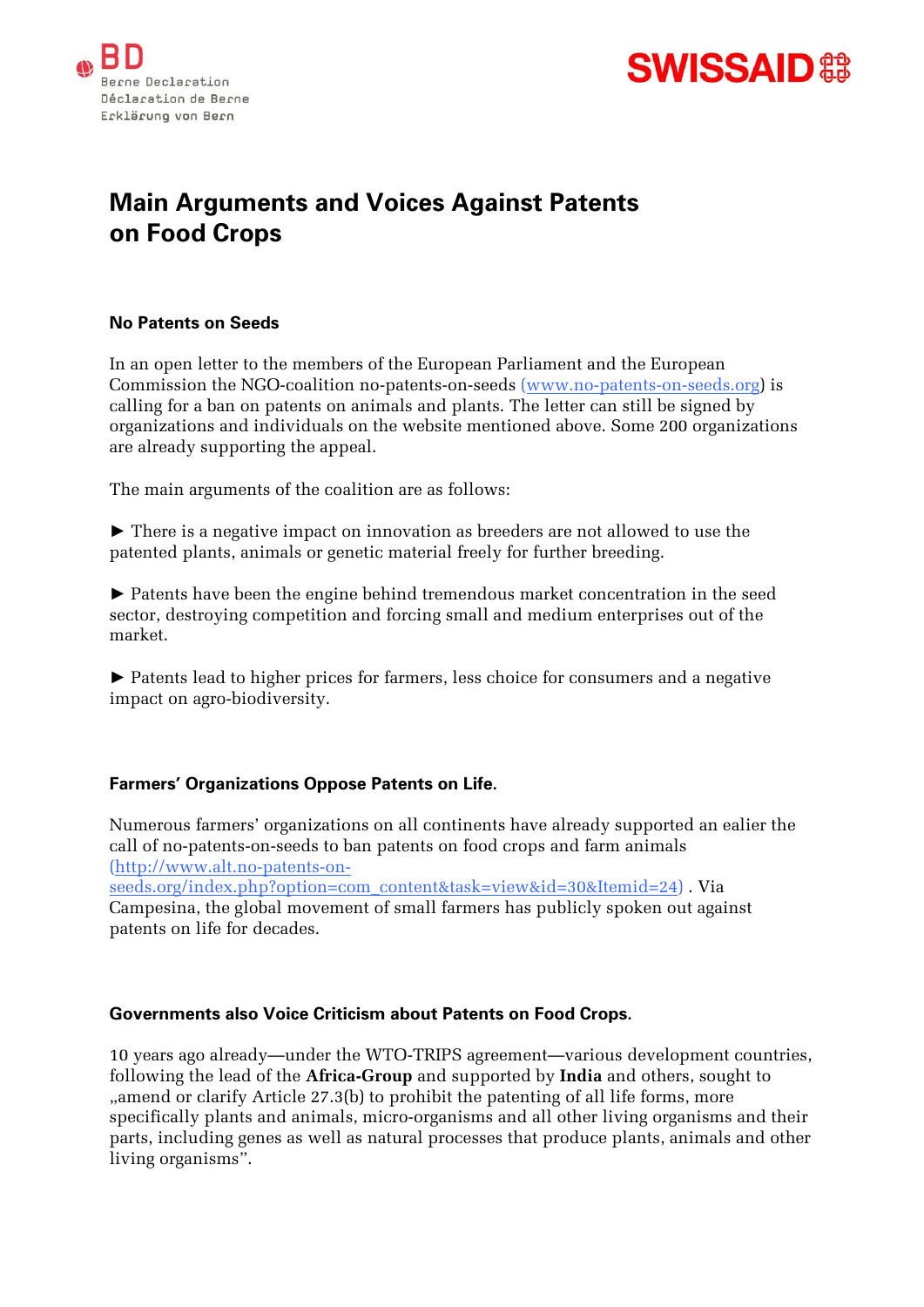# Main Arguments and Voices Against Patents on Food Crops

### No Patents on Seeds

In an open letter to the members of the European Parliament and the European Commission the NGO-coalition no-patents-on-seeds (www.no-patents-on-seeds.org) is calling for a ban on patents on animals and plants. The letter can still be signed by organizations and individuals on the website mentioned above. Some 200 organizations are already supporting the appeal.

The main arguments of the coalition are as follows:

► There is a negative impact on innovation as breeders are not allowed to use the patented plants, animals or genetic material freely for further breeding.

► Patents have been the engine behind tremendous market concentration in the seed sector, destroying competition and forcing small and medium enterprises out of the market.

► Patents lead to higher prices for farmers, less choice for consumers and a negative impact on agro-biodiversity.

### Farmers' Organizations Oppose Patents on Life.

Numerous farmers' organizations on all continents have already supported an ealier the call of no-patents-on-seeds to ban patents on food crops and farm animals (http://www.alt.no-patents-on-seeds.org/index.php?option=com_content&task=view&id=30&Itemid=24) . Via Campesina, the global movement of small farmers has publicly spoken out against patents on life for decades.

### Governments also Voice Criticism about Patents on Food Crops.

10 years ago already—under the WTO-TRIPS agreement—various development countries, following the lead of the **Africa-Group** and supported by **India** and others, sought to „amend or clarify Article 27.3(b) to prohibit the patenting of all life forms, more specifically plants and animals, micro-organisms and all other living organisms and their parts, including genes as well as natural processes that produce plants, animals and other living organisms".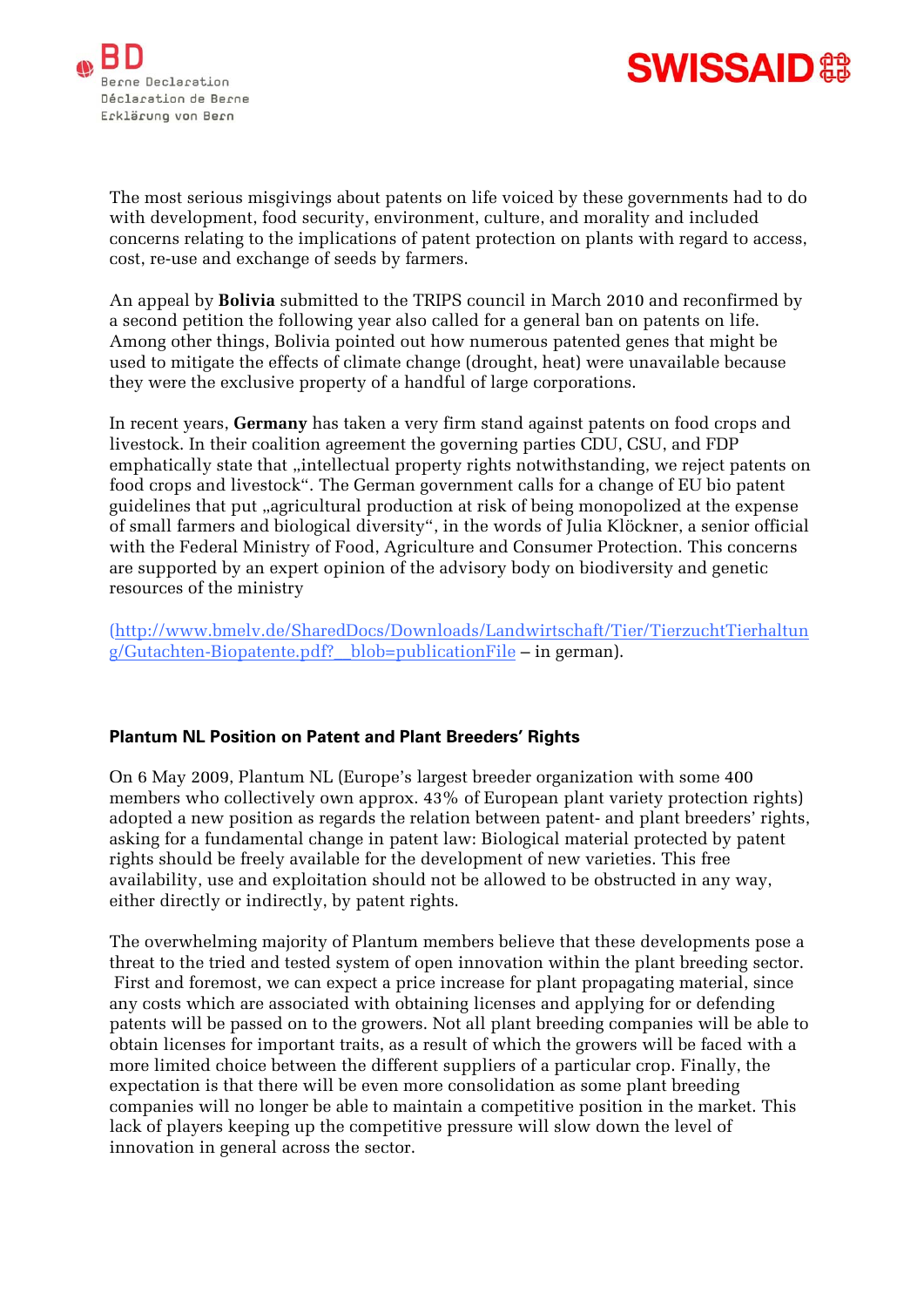The most serious misgivings about patents on life voiced by these governments had to do with development, food security, environment, culture, and morality and included concerns relating to the implications of patent protection on plants with regard to access, cost, re-use and exchange of seeds by farmers.

An appeal by **Bolivia** submitted to the TRIPS council in March 2010 and reconfirmed by a second petition the following year also called for a general ban on patents on life. Among other things, Bolivia pointed out how numerous patented genes that might be used to mitigate the effects of climate change (drought, heat) were unavailable because they were the exclusive property of a handful of large corporations.

In recent years, **Germany** has taken a very firm stand against patents on food crops and livestock. In their coalition agreement the governing parties CDU, CSU, and FDP emphatically state that „intellectual property rights notwithstanding, we reject patents on food crops and livestock". The German government calls for a change of EU bio patent guidelines that put „agricultural production at risk of being monopolized at the expense of small farmers and biological diversity", in the words of Julia Klöckner, a senior official with the Federal Ministry of Food, Agriculture and Consumer Protection. This concerns are supported by an expert opinion of the advisory body on biodiversity and genetic resources of the ministry

(http://www.bmelv.de/SharedDocs/Downloads/Landwirtschaft/Tier/TierzuchtTierhaltung/Gutachten-Biopatente.pdf?__blob=publicationFile – in german).

### Plantum NL Position on Patent and Plant Breeders' Rights

On 6 May 2009, Plantum NL (Europe's largest breeder organization with some 400 members who collectively own approx. 43% of European plant variety protection rights) adopted a new position as regards the relation between patent- and plant breeders' rights, asking for a fundamental change in patent law: Biological material protected by patent rights should be freely available for the development of new varieties. This free availability, use and exploitation should not be allowed to be obstructed in any way, either directly or indirectly, by patent rights.

The overwhelming majority of Plantum members believe that these developments pose a threat to the tried and tested system of open innovation within the plant breeding sector. First and foremost, we can expect a price increase for plant propagating material, since any costs which are associated with obtaining licenses and applying for or defending patents will be passed on to the growers. Not all plant breeding companies will be able to obtain licenses for important traits, as a result of which the growers will be faced with a more limited choice between the different suppliers of a particular crop. Finally, the expectation is that there will be even more consolidation as some plant breeding companies will no longer be able to maintain a competitive position in the market. This lack of players keeping up the competitive pressure will slow down the level of innovation in general across the sector.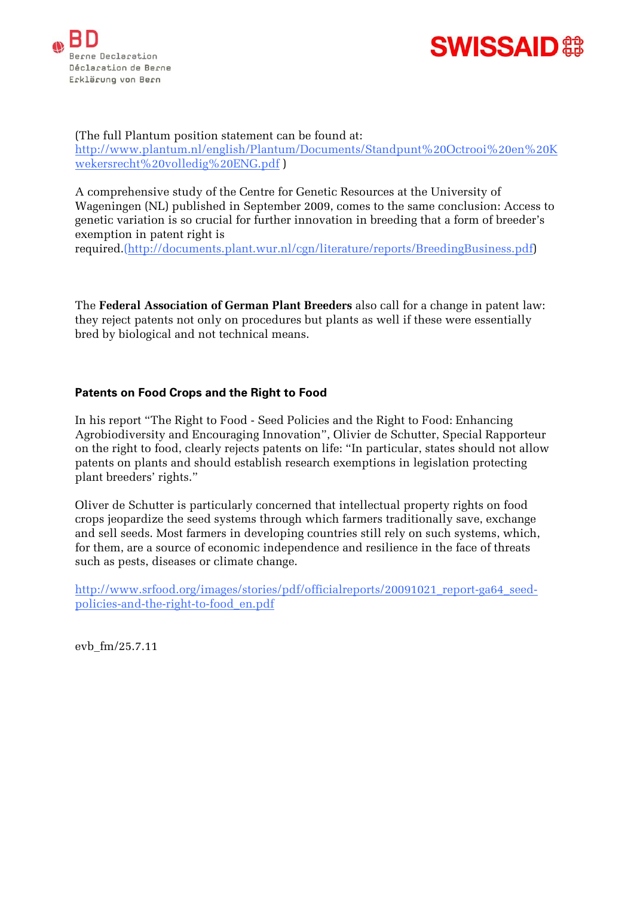(The full Plantum position statement can be found at: http://www.plantum.nl/english/Plantum/Documents/Standpunt%20Octrooi%20en%20Kwekersrecht%20volledig%20ENG.pdf )

A comprehensive study of the Centre for Genetic Resources at the University of Wageningen (NL) published in September 2009, comes to the same conclusion: Access to genetic variation is so crucial for further innovation in breeding that a form of breeder's exemption in patent right is required.(http://documents.plant.wur.nl/cgn/literature/reports/BreedingBusiness.pdf)

The **Federal Association of German Plant Breeders** also call for a change in patent law: they reject patents not only on procedures but plants as well if these were essentially bred by biological and not technical means.

## Patents on Food Crops and the Right to Food

In his report "The Right to Food - Seed Policies and the Right to Food: Enhancing Agrobiodiversity and Encouraging Innovation", Olivier de Schutter, Special Rapporteur on the right to food, clearly rejects patents on life: "In particular, states should not allow patents on plants and should establish research exemptions in legislation protecting plant breeders' rights."

Oliver de Schutter is particularly concerned that intellectual property rights on food crops jeopardize the seed systems through which farmers traditionally save, exchange and sell seeds. Most farmers in developing countries still rely on such systems, which, for them, are a source of economic independence and resilience in the face of threats such as pests, diseases or climate change.

http://www.srfood.org/images/stories/pdf/officialreports/20091021_report-ga64_seed-policies-and-the-right-to-food_en.pdf

evb_fm/25.7.11